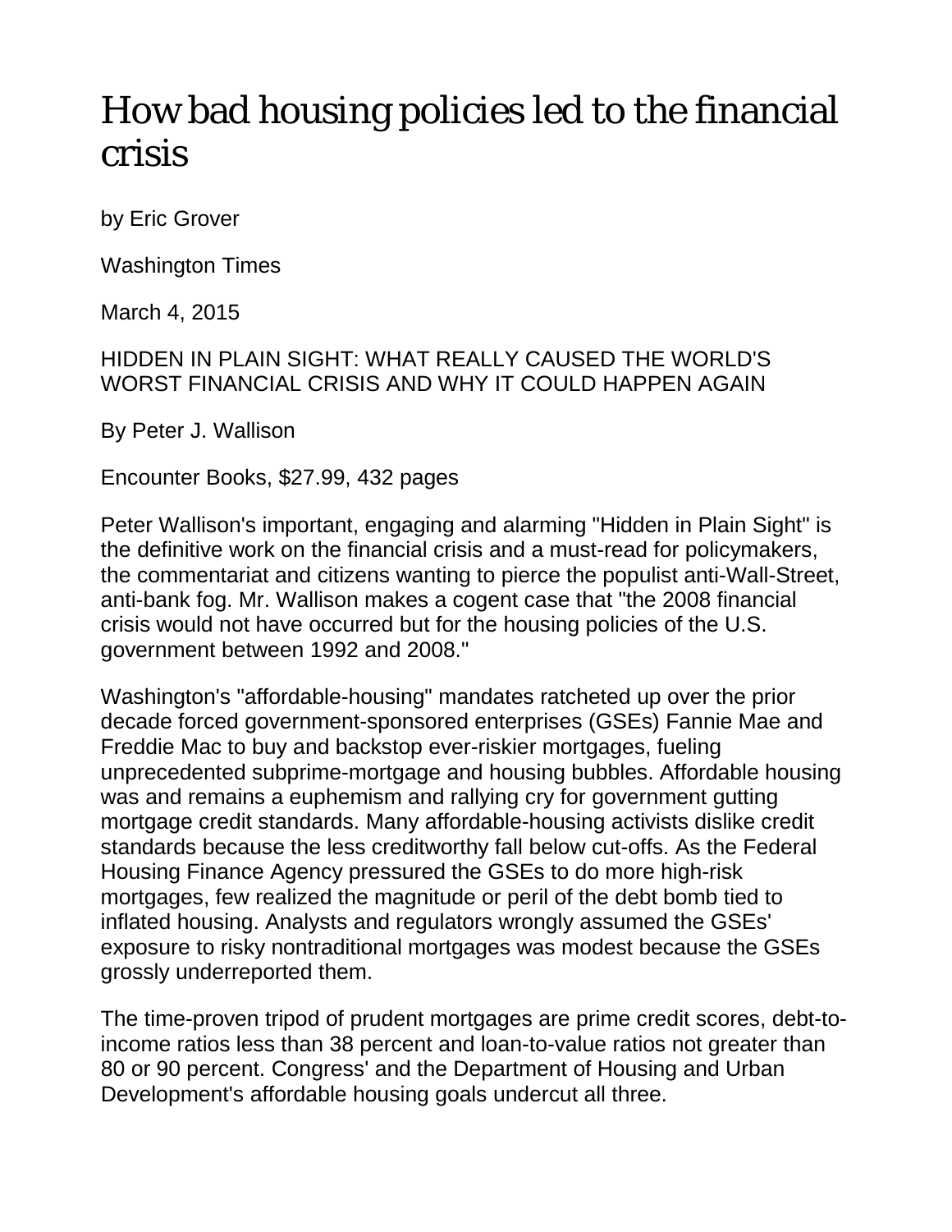# How bad housing policies led to the financial crisis

by Eric Grover

Washington Times

March 4, 2015

HIDDEN IN PLAIN SIGHT: WHAT REALLY CAUSED THE WORLD'S WORST FINANCIAL CRISIS AND WHY IT COULD HAPPEN AGAIN

By Peter J. Wallison

Encounter Books, $27.99, 432 pages

Peter Wallison's important, engaging and alarming "Hidden in Plain Sight" is the definitive work on the financial crisis and a must-read for policymakers, the commentariat and citizens wanting to pierce the populist anti-Wall-Street, anti-bank fog. Mr. Wallison makes a cogent case that "the 2008 financial crisis would not have occurred but for the housing policies of the U.S. government between 1992 and 2008."

Washington's "affordable-housing" mandates ratcheted up over the prior decade forced government-sponsored enterprises (GSEs) Fannie Mae and Freddie Mac to buy and backstop ever-riskier mortgages, fueling unprecedented subprime-mortgage and housing bubbles. Affordable housing was and remains a euphemism and rallying cry for government gutting mortgage credit standards. Many affordable-housing activists dislike credit standards because the less creditworthy fall below cut-offs. As the Federal Housing Finance Agency pressured the GSEs to do more high-risk mortgages, few realized the magnitude or peril of the debt bomb tied to inflated housing. Analysts and regulators wrongly assumed the GSEs' exposure to risky nontraditional mortgages was modest because the GSEs grossly underreported them.

The time-proven tripod of prudent mortgages are prime credit scores, debt-to-income ratios less than 38 percent and loan-to-value ratios not greater than 80 or 90 percent. Congress' and the Department of Housing and Urban Development's affordable housing goals undercut all three.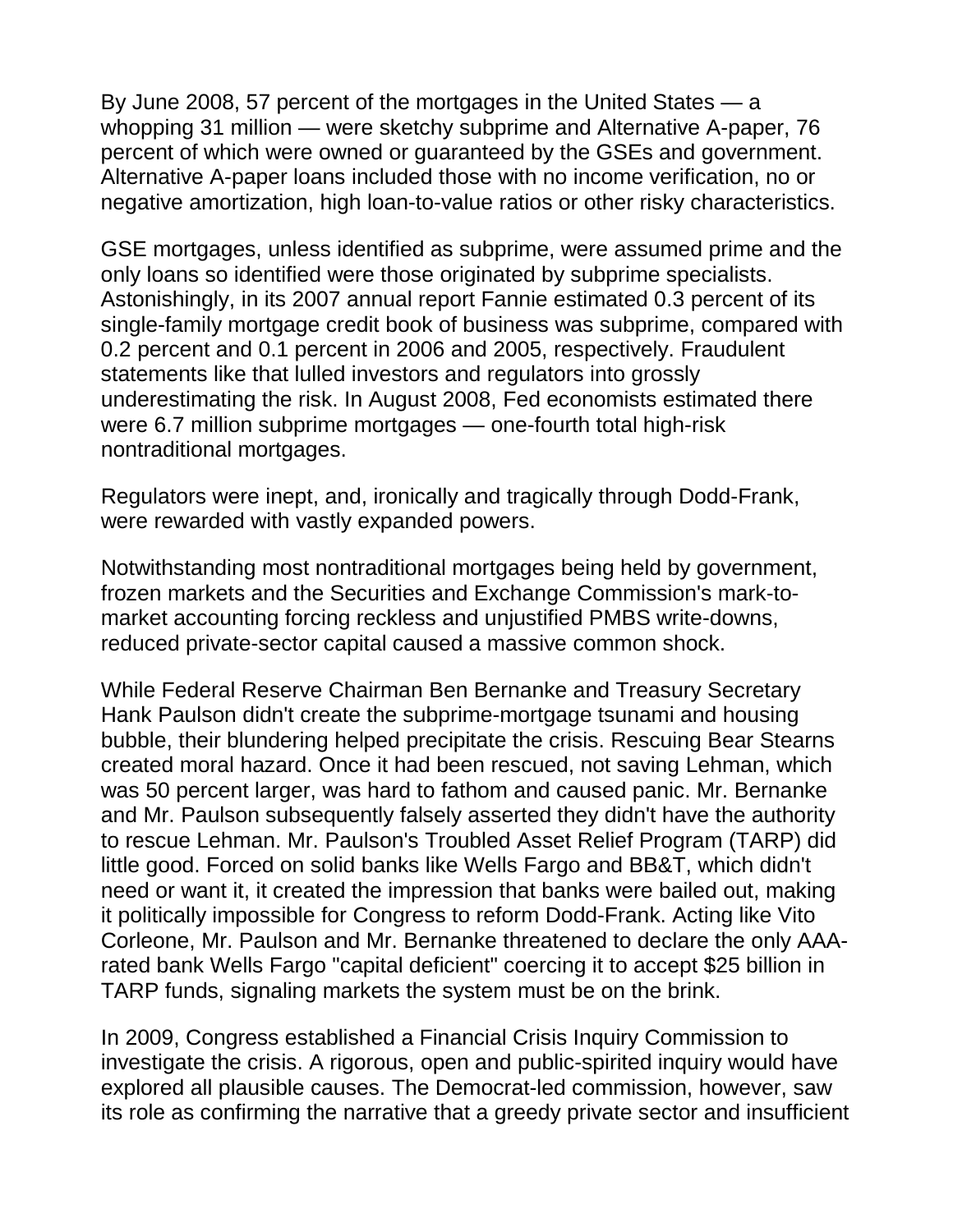By June 2008, 57 percent of the mortgages in the United States — a whopping 31 million — were sketchy subprime and Alternative A-paper, 76 percent of which were owned or guaranteed by the GSEs and government. Alternative A-paper loans included those with no income verification, no or negative amortization, high loan-to-value ratios or other risky characteristics.

GSE mortgages, unless identified as subprime, were assumed prime and the only loans so identified were those originated by subprime specialists. Astonishingly, in its 2007 annual report Fannie estimated 0.3 percent of its single-family mortgage credit book of business was subprime, compared with 0.2 percent and 0.1 percent in 2006 and 2005, respectively. Fraudulent statements like that lulled investors and regulators into grossly underestimating the risk. In August 2008, Fed economists estimated there were 6.7 million subprime mortgages — one-fourth total high-risk nontraditional mortgages.

Regulators were inept, and, ironically and tragically through Dodd-Frank, were rewarded with vastly expanded powers.

Notwithstanding most nontraditional mortgages being held by government, frozen markets and the Securities and Exchange Commission's mark-to-market accounting forcing reckless and unjustified PMBS write-downs, reduced private-sector capital caused a massive common shock.

While Federal Reserve Chairman Ben Bernanke and Treasury Secretary Hank Paulson didn't create the subprime-mortgage tsunami and housing bubble, their blundering helped precipitate the crisis. Rescuing Bear Stearns created moral hazard. Once it had been rescued, not saving Lehman, which was 50 percent larger, was hard to fathom and caused panic. Mr. Bernanke and Mr. Paulson subsequently falsely asserted they didn't have the authority to rescue Lehman. Mr. Paulson's Troubled Asset Relief Program (TARP) did little good. Forced on solid banks like Wells Fargo and BB&T, which didn't need or want it, it created the impression that banks were bailed out, making it politically impossible for Congress to reform Dodd-Frank. Acting like Vito Corleone, Mr. Paulson and Mr. Bernanke threatened to declare the only AAA-rated bank Wells Fargo "capital deficient" coercing it to accept $25 billion in TARP funds, signaling markets the system must be on the brink.

In 2009, Congress established a Financial Crisis Inquiry Commission to investigate the crisis. A rigorous, open and public-spirited inquiry would have explored all plausible causes. The Democrat-led commission, however, saw its role as confirming the narrative that a greedy private sector and insufficient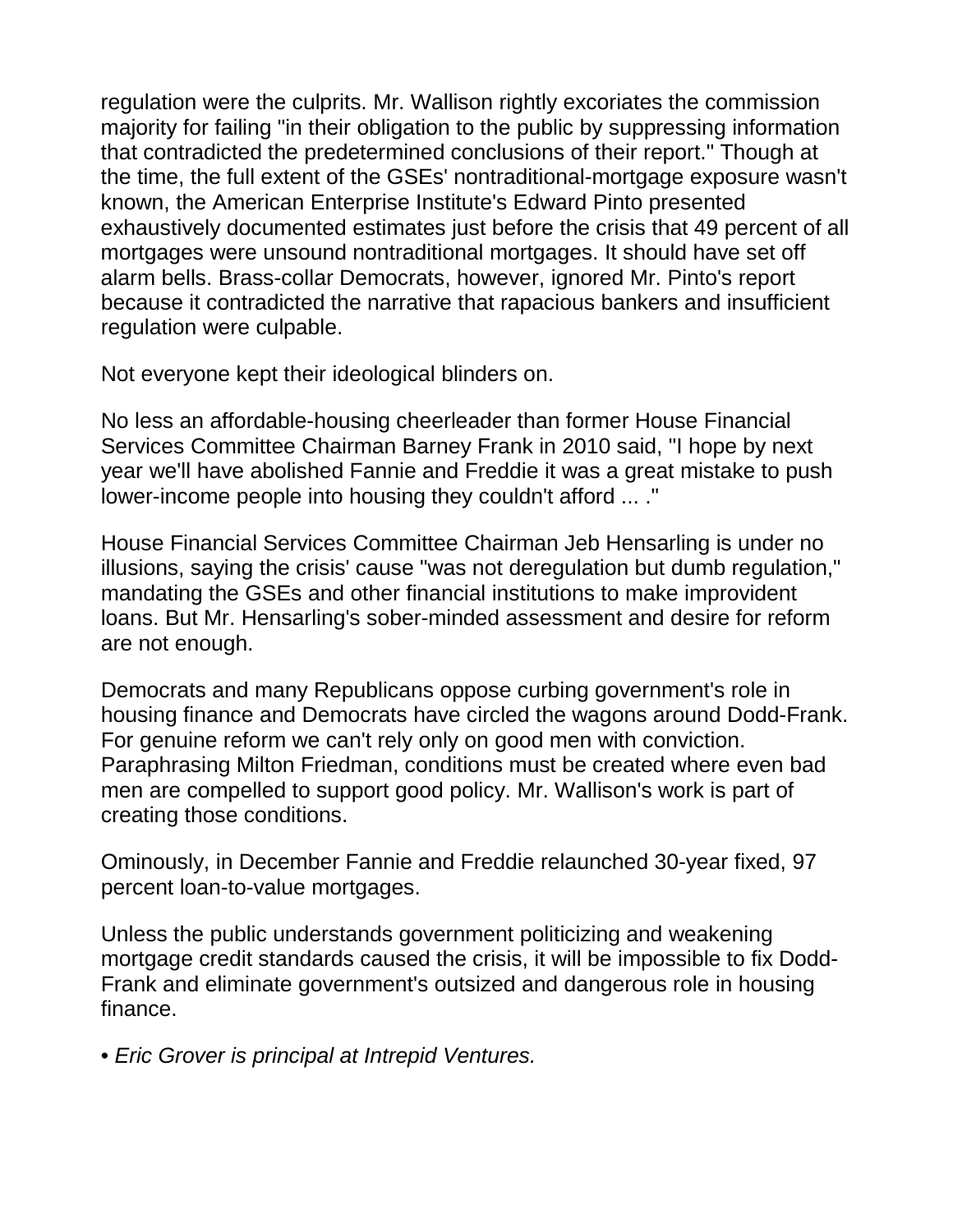regulation were the culprits. Mr. Wallison rightly excoriates the commission majority for failing "in their obligation to the public by suppressing information that contradicted the predetermined conclusions of their report." Though at the time, the full extent of the GSEs' nontraditional-mortgage exposure wasn't known, the American Enterprise Institute's Edward Pinto presented exhaustively documented estimates just before the crisis that 49 percent of all mortgages were unsound nontraditional mortgages. It should have set off alarm bells. Brass-collar Democrats, however, ignored Mr. Pinto's report because it contradicted the narrative that rapacious bankers and insufficient regulation were culpable.

Not everyone kept their ideological blinders on.

No less an affordable-housing cheerleader than former House Financial Services Committee Chairman Barney Frank in 2010 said, "I hope by next year we'll have abolished Fannie and Freddie it was a great mistake to push lower-income people into housing they couldn't afford ... ."

House Financial Services Committee Chairman Jeb Hensarling is under no illusions, saying the crisis' cause "was not deregulation but dumb regulation," mandating the GSEs and other financial institutions to make improvident loans. But Mr. Hensarling's sober-minded assessment and desire for reform are not enough.

Democrats and many Republicans oppose curbing government's role in housing finance and Democrats have circled the wagons around Dodd-Frank. For genuine reform we can't rely only on good men with conviction. Paraphrasing Milton Friedman, conditions must be created where even bad men are compelled to support good policy. Mr. Wallison's work is part of creating those conditions.

Ominously, in December Fannie and Freddie relaunched 30-year fixed, 97 percent loan-to-value mortgages.

Unless the public understands government politicizing and weakening mortgage credit standards caused the crisis, it will be impossible to fix Dodd-Frank and eliminate government's outsized and dangerous role in housing finance.

• *Eric Grover is principal at Intrepid Ventures.*